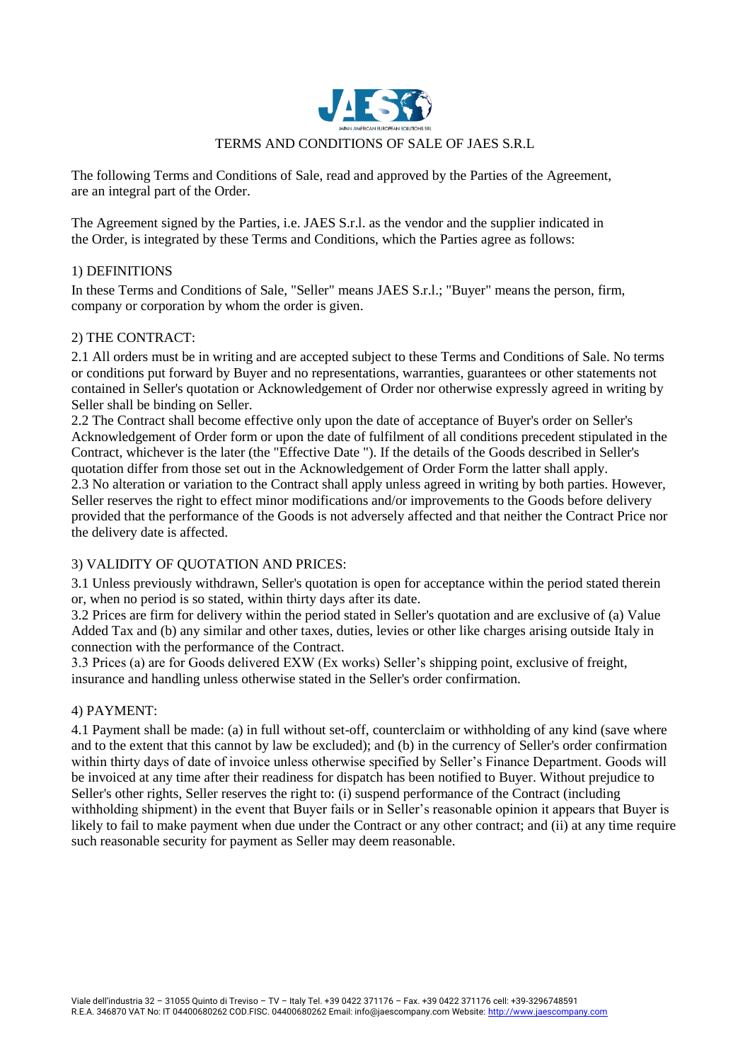# TERMS AND CONDITIONS OF SALE OF JAES S.R.L

The following Terms and Conditions of Sale, read and approved by the Parties of the Agreement, are an integral part of the Order.

The Agreement signed by the Parties, i.e. JAES S.r.l. as the vendor and the supplier indicated in the Order, is integrated by these Terms and Conditions, which the Parties agree as follows:

## 1) DEFINITIONS

In these Terms and Conditions of Sale, "Seller" means JAES S.r.l.; "Buyer" means the person, firm, company or corporation by whom the order is given.

## 2) THE CONTRACT:

2.1 All orders must be in writing and are accepted subject to these Terms and Conditions of Sale. No terms or conditions put forward by Buyer and no representations, warranties, guarantees or other statements not contained in Seller's quotation or Acknowledgement of Order nor otherwise expressly agreed in writing by Seller shall be binding on Seller.

2.2 The Contract shall become effective only upon the date of acceptance of Buyer's order on Seller's Acknowledgement of Order form or upon the date of fulfilment of all conditions precedent stipulated in the Contract, whichever is the later (the "Effective Date "). If the details of the Goods described in Seller's quotation differ from those set out in the Acknowledgement of Order Form the latter shall apply.

2.3 No alteration or variation to the Contract shall apply unless agreed in writing by both parties. However, Seller reserves the right to effect minor modifications and/or improvements to the Goods before delivery provided that the performance of the Goods is not adversely affected and that neither the Contract Price nor the delivery date is affected.

## 3) VALIDITY OF QUOTATION AND PRICES:

3.1 Unless previously withdrawn, Seller's quotation is open for acceptance within the period stated therein or, when no period is so stated, within thirty days after its date.

3.2 Prices are firm for delivery within the period stated in Seller's quotation and are exclusive of (a) Value Added Tax and (b) any similar and other taxes, duties, levies or other like charges arising outside Italy in connection with the performance of the Contract.

3.3 Prices (a) are for Goods delivered EXW (Ex works) Seller's shipping point, exclusive of freight, insurance and handling unless otherwise stated in the Seller's order confirmation.

## 4) PAYMENT:

4.1 Payment shall be made: (a) in full without set-off, counterclaim or withholding of any kind (save where and to the extent that this cannot by law be excluded); and (b) in the currency of Seller's order confirmation within thirty days of date of invoice unless otherwise specified by Seller's Finance Department. Goods will be invoiced at any time after their readiness for dispatch has been notified to Buyer. Without prejudice to Seller's other rights, Seller reserves the right to: (i) suspend performance of the Contract (including withholding shipment) in the event that Buyer fails or in Seller's reasonable opinion it appears that Buyer is likely to fail to make payment when due under the Contract or any other contract; and (ii) at any time require such reasonable security for payment as Seller may deem reasonable.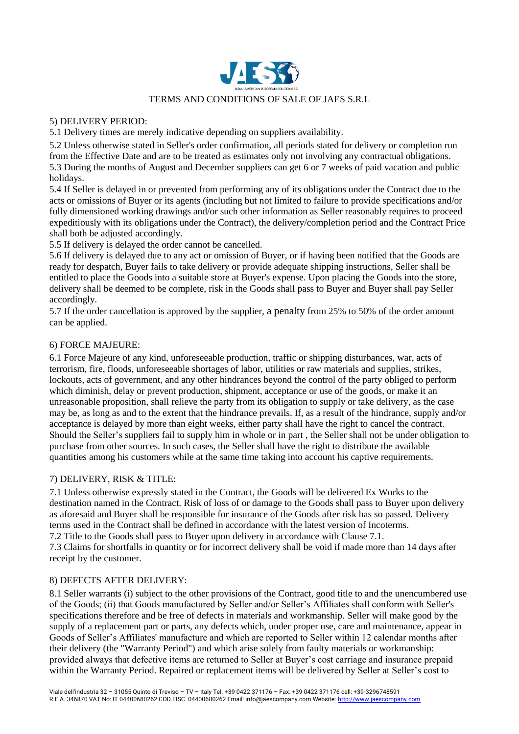TERMS AND CONDITIONS OF SALE OF JAES S.R.L

## 5) DELIVERY PERIOD:

5.1 Delivery times are merely indicative depending on suppliers availability.

5.2 Unless otherwise stated in Seller's order confirmation, all periods stated for delivery or completion run from the Effective Date and are to be treated as estimates only not involving any contractual obligations.

5.3 During the months of August and December suppliers can get 6 or 7 weeks of paid vacation and public holidays.

5.4 If Seller is delayed in or prevented from performing any of its obligations under the Contract due to the acts or omissions of Buyer or its agents (including but not limited to failure to provide specifications and/or fully dimensioned working drawings and/or such other information as Seller reasonably requires to proceed expeditiously with its obligations under the Contract), the delivery/completion period and the Contract Price shall both be adjusted accordingly.

5.5 If delivery is delayed the order cannot be cancelled.

5.6 If delivery is delayed due to any act or omission of Buyer, or if having been notified that the Goods are ready for despatch, Buyer fails to take delivery or provide adequate shipping instructions, Seller shall be entitled to place the Goods into a suitable store at Buyer's expense. Upon placing the Goods into the store, delivery shall be deemed to be complete, risk in the Goods shall pass to Buyer and Buyer shall pay Seller accordingly.

5.7 If the order cancellation is approved by the supplier, a penalty from 25% to 50% of the order amount can be applied.

## 6) FORCE MAJEURE:

6.1 Force Majeure of any kind, unforeseeable production, traffic or shipping disturbances, war, acts of terrorism, fire, floods, unforeseeable shortages of labor, utilities or raw materials and supplies, strikes, lockouts, acts of government, and any other hindrances beyond the control of the party obliged to perform which diminish, delay or prevent production, shipment, acceptance or use of the goods, or make it an unreasonable proposition, shall relieve the party from its obligation to supply or take delivery, as the case may be, as long as and to the extent that the hindrance prevails. If, as a result of the hindrance, supply and/or acceptance is delayed by more than eight weeks, either party shall have the right to cancel the contract. Should the Seller's suppliers fail to supply him in whole or in part , the Seller shall not be under obligation to purchase from other sources. In such cases, the Seller shall have the right to distribute the available quantities among his customers while at the same time taking into account his captive requirements.

## 7) DELIVERY, RISK & TITLE:

7.1 Unless otherwise expressly stated in the Contract, the Goods will be delivered Ex Works to the destination named in the Contract. Risk of loss of or damage to the Goods shall pass to Buyer upon delivery as aforesaid and Buyer shall be responsible for insurance of the Goods after risk has so passed. Delivery terms used in the Contract shall be defined in accordance with the latest version of Incoterms.

7.2 Title to the Goods shall pass to Buyer upon delivery in accordance with Clause 7.1.

7.3 Claims for shortfalls in quantity or for incorrect delivery shall be void if made more than 14 days after receipt by the customer.

## 8) DEFECTS AFTER DELIVERY:

8.1 Seller warrants (i) subject to the other provisions of the Contract, good title to and the unencumbered use of the Goods; (ii) that Goods manufactured by Seller and/or Seller's Affiliates shall conform with Seller's specifications therefore and be free of defects in materials and workmanship. Seller will make good by the supply of a replacement part or parts, any defects which, under proper use, care and maintenance, appear in Goods of Seller's Affiliates' manufacture and which are reported to Seller within 12 calendar months after their delivery (the "Warranty Period") and which arise solely from faulty materials or workmanship: provided always that defective items are returned to Seller at Buyer's cost carriage and insurance prepaid within the Warranty Period. Repaired or replacement items will be delivered by Seller at Seller's cost to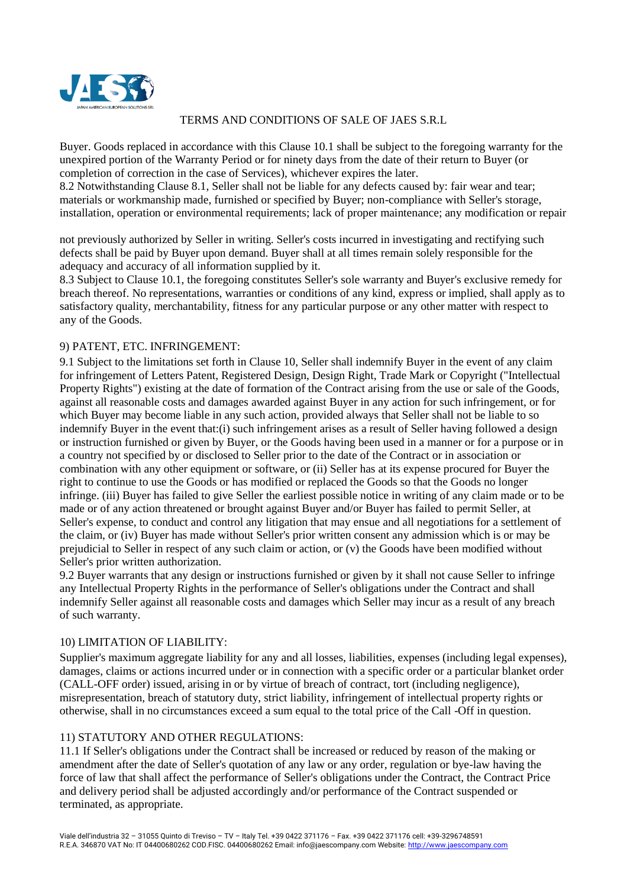Buyer. Goods replaced in accordance with this Clause 10.1 shall be subject to the foregoing warranty for the unexpired portion of the Warranty Period or for ninety days from the date of their return to Buyer (or completion of correction in the case of Services), whichever expires the later.

8.2 Notwithstanding Clause 8.1, Seller shall not be liable for any defects caused by: fair wear and tear; materials or workmanship made, furnished or specified by Buyer; non-compliance with Seller's storage, installation, operation or environmental requirements; lack of proper maintenance; any modification or repair not previously authorized by Seller in writing. Seller's costs incurred in investigating and rectifying such defects shall be paid by Buyer upon demand. Buyer shall at all times remain solely responsible for the adequacy and accuracy of all information supplied by it.

8.3 Subject to Clause 10.1, the foregoing constitutes Seller's sole warranty and Buyer's exclusive remedy for breach thereof. No representations, warranties or conditions of any kind, express or implied, shall apply as to satisfactory quality, merchantability, fitness for any particular purpose or any other matter with respect to any of the Goods.

## 9) PATENT, ETC. INFRINGEMENT:

9.1 Subject to the limitations set forth in Clause 10, Seller shall indemnify Buyer in the event of any claim for infringement of Letters Patent, Registered Design, Design Right, Trade Mark or Copyright ("Intellectual Property Rights") existing at the date of formation of the Contract arising from the use or sale of the Goods, against all reasonable costs and damages awarded against Buyer in any action for such infringement, or for which Buyer may become liable in any such action, provided always that Seller shall not be liable to so indemnify Buyer in the event that:(i) such infringement arises as a result of Seller having followed a design or instruction furnished or given by Buyer, or the Goods having been used in a manner or for a purpose or in a country not specified by or disclosed to Seller prior to the date of the Contract or in association or combination with any other equipment or software, or (ii) Seller has at its expense procured for Buyer the right to continue to use the Goods or has modified or replaced the Goods so that the Goods no longer infringe. (iii) Buyer has failed to give Seller the earliest possible notice in writing of any claim made or to be made or of any action threatened or brought against Buyer and/or Buyer has failed to permit Seller, at Seller's expense, to conduct and control any litigation that may ensue and all negotiations for a settlement of the claim, or (iv) Buyer has made without Seller's prior written consent any admission which is or may be prejudicial to Seller in respect of any such claim or action, or (v) the Goods have been modified without Seller's prior written authorization.

9.2 Buyer warrants that any design or instructions furnished or given by it shall not cause Seller to infringe any Intellectual Property Rights in the performance of Seller's obligations under the Contract and shall indemnify Seller against all reasonable costs and damages which Seller may incur as a result of any breach of such warranty.

## 10) LIMITATION OF LIABILITY:

Supplier's maximum aggregate liability for any and all losses, liabilities, expenses (including legal expenses), damages, claims or actions incurred under or in connection with a specific order or a particular blanket order (CALL-OFF order) issued, arising in or by virtue of breach of contract, tort (including negligence), misrepresentation, breach of statutory duty, strict liability, infringement of intellectual property rights or otherwise, shall in no circumstances exceed a sum equal to the total price of the Call -Off in question.

## 11) STATUTORY AND OTHER REGULATIONS:

11.1 If Seller's obligations under the Contract shall be increased or reduced by reason of the making or amendment after the date of Seller's quotation of any law or any order, regulation or bye-law having the force of law that shall affect the performance of Seller's obligations under the Contract, the Contract Price and delivery period shall be adjusted accordingly and/or performance of the Contract suspended or terminated, as appropriate.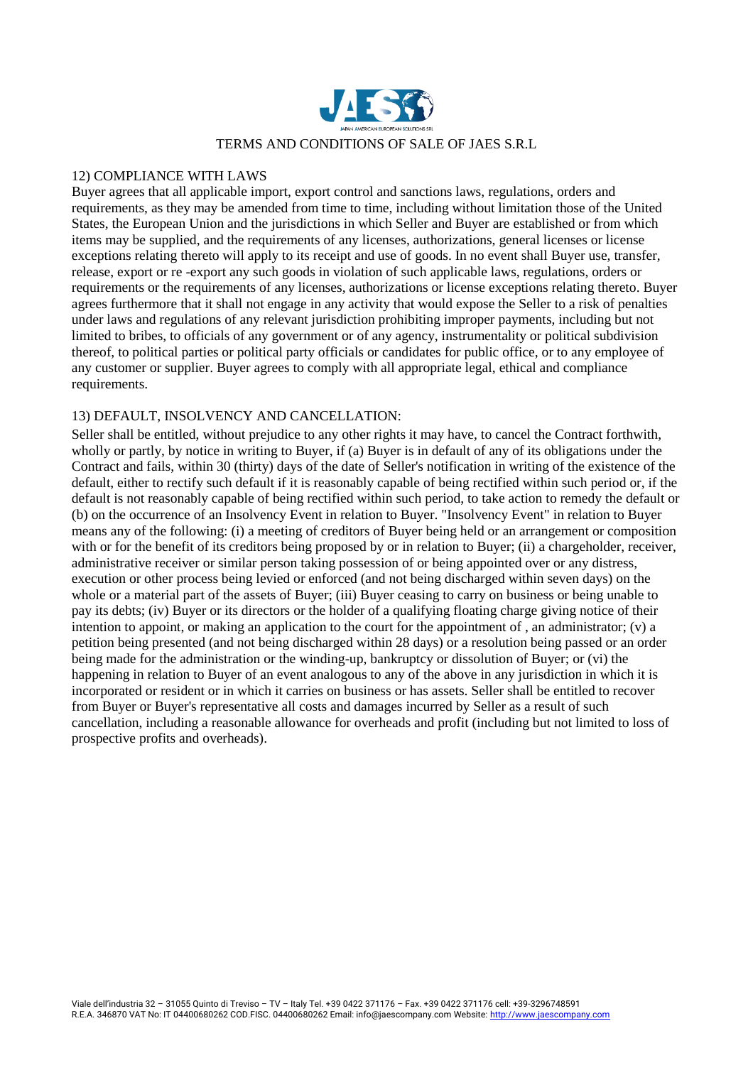TERMS AND CONDITIONS OF SALE OF JAES S.R.L

## 12) COMPLIANCE WITH LAWS

Buyer agrees that all applicable import, export control and sanctions laws, regulations, orders and requirements, as they may be amended from time to time, including without limitation those of the United States, the European Union and the jurisdictions in which Seller and Buyer are established or from which items may be supplied, and the requirements of any licenses, authorizations, general licenses or license exceptions relating thereto will apply to its receipt and use of goods. In no event shall Buyer use, transfer, release, export or re -export any such goods in violation of such applicable laws, regulations, orders or requirements or the requirements of any licenses, authorizations or license exceptions relating thereto. Buyer agrees furthermore that it shall not engage in any activity that would expose the Seller to a risk of penalties under laws and regulations of any relevant jurisdiction prohibiting improper payments, including but not limited to bribes, to officials of any government or of any agency, instrumentality or political subdivision thereof, to political parties or political party officials or candidates for public office, or to any employee of any customer or supplier. Buyer agrees to comply with all appropriate legal, ethical and compliance requirements.

## 13) DEFAULT, INSOLVENCY AND CANCELLATION:

Seller shall be entitled, without prejudice to any other rights it may have, to cancel the Contract forthwith, wholly or partly, by notice in writing to Buyer, if (a) Buyer is in default of any of its obligations under the Contract and fails, within 30 (thirty) days of the date of Seller's notification in writing of the existence of the default, either to rectify such default if it is reasonably capable of being rectified within such period or, if the default is not reasonably capable of being rectified within such period, to take action to remedy the default or (b) on the occurrence of an Insolvency Event in relation to Buyer. "Insolvency Event" in relation to Buyer means any of the following: (i) a meeting of creditors of Buyer being held or an arrangement or composition with or for the benefit of its creditors being proposed by or in relation to Buyer; (ii) a chargeholder, receiver, administrative receiver or similar person taking possession of or being appointed over or any distress, execution or other process being levied or enforced (and not being discharged within seven days) on the whole or a material part of the assets of Buyer; (iii) Buyer ceasing to carry on business or being unable to pay its debts; (iv) Buyer or its directors or the holder of a qualifying floating charge giving notice of their intention to appoint, or making an application to the court for the appointment of , an administrator; (v) a petition being presented (and not being discharged within 28 days) or a resolution being passed or an order being made for the administration or the winding-up, bankruptcy or dissolution of Buyer; or (vi) the happening in relation to Buyer of an event analogous to any of the above in any jurisdiction in which it is incorporated or resident or in which it carries on business or has assets. Seller shall be entitled to recover from Buyer or Buyer's representative all costs and damages incurred by Seller as a result of such cancellation, including a reasonable allowance for overheads and profit (including but not limited to loss of prospective profits and overheads).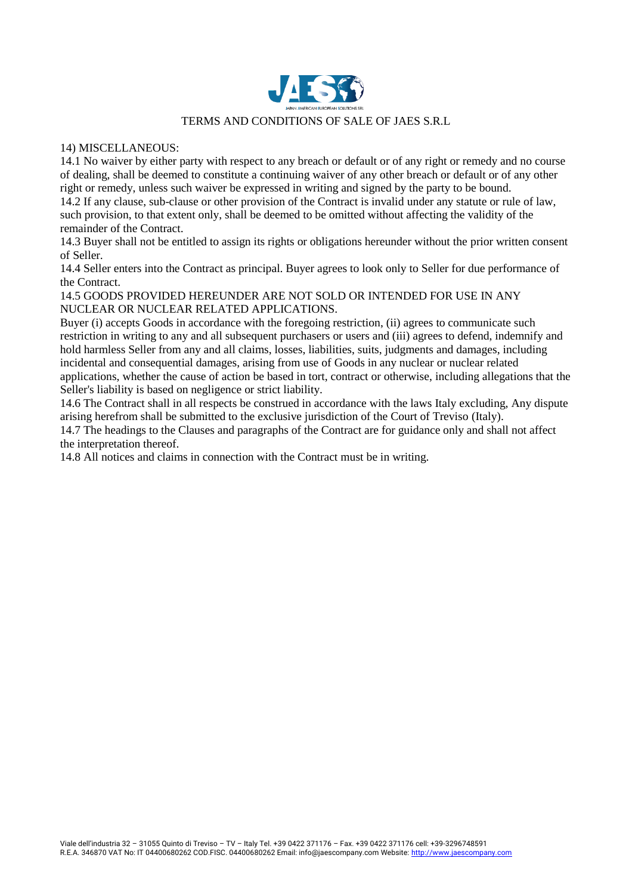TERMS AND CONDITIONS OF SALE OF JAES S.R.L

## 14) MISCELLANEOUS:

14.1 No waiver by either party with respect to any breach or default or of any right or remedy and no course of dealing, shall be deemed to constitute a continuing waiver of any other breach or default or of any other right or remedy, unless such waiver be expressed in writing and signed by the party to be bound.

14.2 If any clause, sub-clause or other provision of the Contract is invalid under any statute or rule of law, such provision, to that extent only, shall be deemed to be omitted without affecting the validity of the remainder of the Contract.

14.3 Buyer shall not be entitled to assign its rights or obligations hereunder without the prior written consent of Seller.

14.4 Seller enters into the Contract as principal. Buyer agrees to look only to Seller for due performance of the Contract.

14.5 GOODS PROVIDED HEREUNDER ARE NOT SOLD OR INTENDED FOR USE IN ANY NUCLEAR OR NUCLEAR RELATED APPLICATIONS.

Buyer (i) accepts Goods in accordance with the foregoing restriction, (ii) agrees to communicate such restriction in writing to any and all subsequent purchasers or users and (iii) agrees to defend, indemnify and hold harmless Seller from any and all claims, losses, liabilities, suits, judgments and damages, including incidental and consequential damages, arising from use of Goods in any nuclear or nuclear related applications, whether the cause of action be based in tort, contract or otherwise, including allegations that the Seller's liability is based on negligence or strict liability.

14.6 The Contract shall in all respects be construed in accordance with the laws Italy excluding, Any dispute arising herefrom shall be submitted to the exclusive jurisdiction of the Court of Treviso (Italy).

14.7 The headings to the Clauses and paragraphs of the Contract are for guidance only and shall not affect the interpretation thereof.

14.8 All notices and claims in connection with the Contract must be in writing.